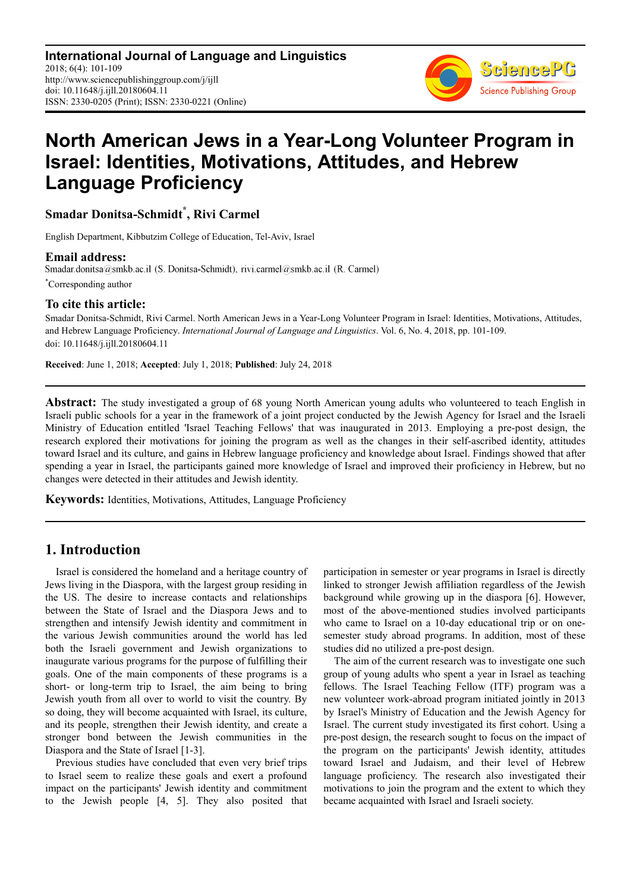**International Journal of Language and Linguistics**
2018; 6(4): 101-109
http://www.sciencepublishinggroup.com/j/ijll
doi: 10.11648/j.ijll.20180604.11
ISSN: 2330-0205 (Print); ISSN: 2330-0221 (Online)

# North American Jews in a Year-Long Volunteer Program in Israel: Identities, Motivations, Attitudes, and Hebrew Language Proficiency

**Smadar Donitsa-Schmidt*, Rivi Carmel**

English Department, Kibbutzim College of Education, Tel-Aviv, Israel

### Email address:

Smadar.donitsa@smkb.ac.il (S. Donitsa-Schmidt), rivi.carmel@smkb.ac.il (R. Carmel)

*Corresponding author

### To cite this article:

Smadar Donitsa-Schmidt, Rivi Carmel. North American Jews in a Year-Long Volunteer Program in Israel: Identities, Motivations, Attitudes, and Hebrew Language Proficiency. *International Journal of Language and Linguistics*. Vol. 6, No. 4, 2018, pp. 101-109.
doi: 10.11648/j.ijll.20180604.11

**Received**: June 1, 2018; **Accepted**: July 1, 2018; **Published**: July 24, 2018

---

**Abstract:** The study investigated a group of 68 young North American young adults who volunteered to teach English in Israeli public schools for a year in the framework of a joint project conducted by the Jewish Agency for Israel and the Israeli Ministry of Education entitled 'Israel Teaching Fellows' that was inaugurated in 2013. Employing a pre-post design, the research explored their motivations for joining the program as well as the changes in their self-ascribed identity, attitudes toward Israel and its culture, and gains in Hebrew language proficiency and knowledge about Israel. Findings showed that after spending a year in Israel, the participants gained more knowledge of Israel and improved their proficiency in Hebrew, but no changes were detected in their attitudes and Jewish identity.

**Keywords:** Identities, Motivations, Attitudes, Language Proficiency

---

## 1. Introduction

Israel is considered the homeland and a heritage country of Jews living in the Diaspora, with the largest group residing in the US. The desire to increase contacts and relationships between the State of Israel and the Diaspora Jews and to strengthen and intensify Jewish identity and commitment in the various Jewish communities around the world has led both the Israeli government and Jewish organizations to inaugurate various programs for the purpose of fulfilling their goals. One of the main components of these programs is a short- or long-term trip to Israel, the aim being to bring Jewish youth from all over to world to visit the country. By so doing, they will become acquainted with Israel, its culture, and its people, strengthen their Jewish identity, and create a stronger bond between the Jewish communities in the Diaspora and the State of Israel [1-3].

Previous studies have concluded that even very brief trips to Israel seem to realize these goals and exert a profound impact on the participants' Jewish identity and commitment to the Jewish people [4, 5]. They also posited that participation in semester or year programs in Israel is directly linked to stronger Jewish affiliation regardless of the Jewish background while growing up in the diaspora [6]. However, most of the above-mentioned studies involved participants who came to Israel on a 10-day educational trip or on one-semester study abroad programs. In addition, most of these studies did no utilized a pre-post design.

The aim of the current research was to investigate one such group of young adults who spent a year in Israel as teaching fellows. The Israel Teaching Fellow (ITF) program was a new volunteer work-abroad program initiated jointly in 2013 by Israel's Ministry of Education and the Jewish Agency for Israel. The current study investigated its first cohort. Using a pre-post design, the research sought to focus on the impact of the program on the participants' Jewish identity, attitudes toward Israel and Judaism, and their level of Hebrew language proficiency. The research also investigated their motivations to join the program and the extent to which they became acquainted with Israel and Israeli society.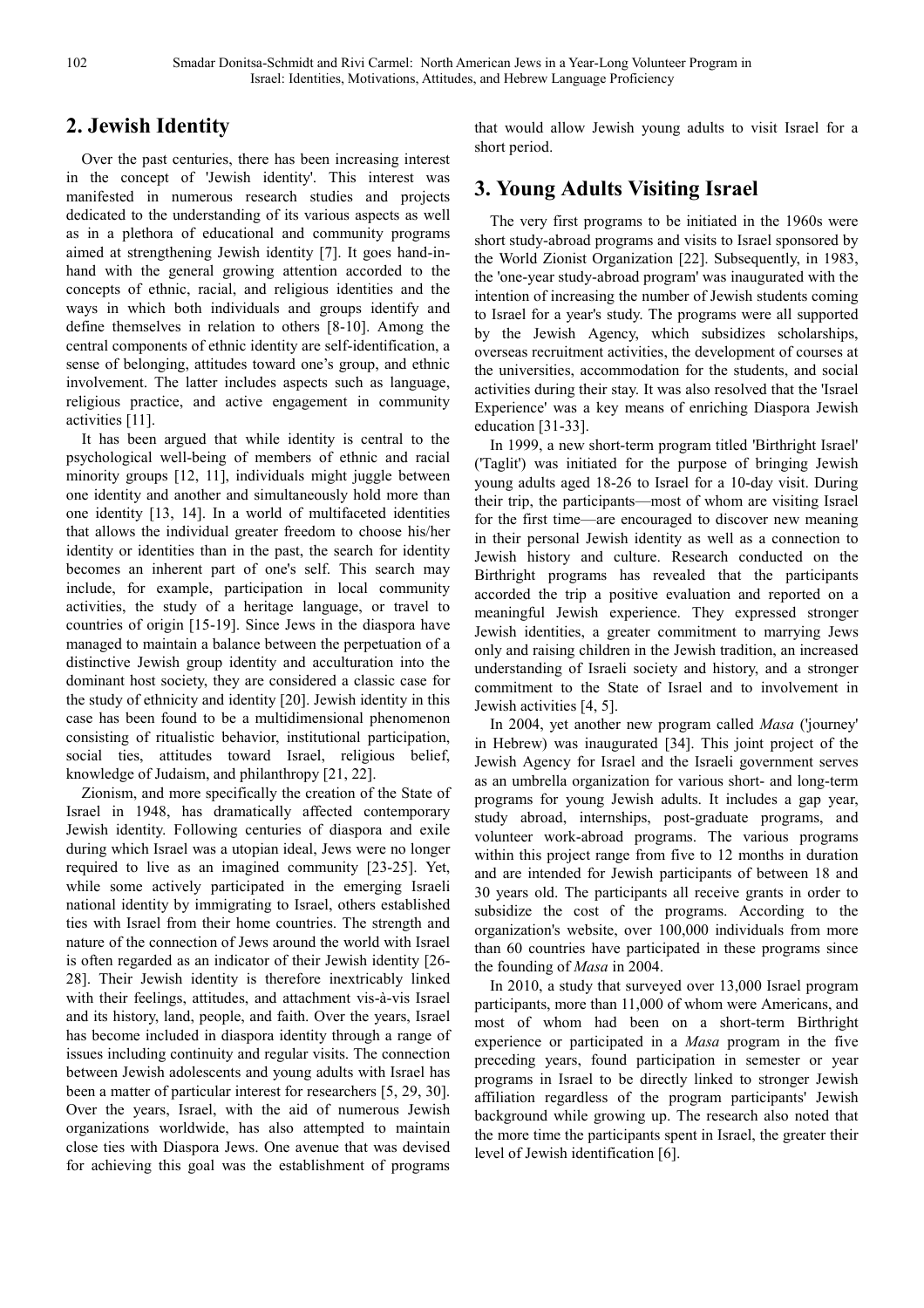## 2. Jewish Identity

Over the past centuries, there has been increasing interest in the concept of 'Jewish identity'. This interest was manifested in numerous research studies and projects dedicated to the understanding of its various aspects as well as in a plethora of educational and community programs aimed at strengthening Jewish identity [7]. It goes hand-in-hand with the general growing attention accorded to the concepts of ethnic, racial, and religious identities and the ways in which both individuals and groups identify and define themselves in relation to others [8-10]. Among the central components of ethnic identity are self-identification, a sense of belonging, attitudes toward one's group, and ethnic involvement. The latter includes aspects such as language, religious practice, and active engagement in community activities [11].

It has been argued that while identity is central to the psychological well-being of members of ethnic and racial minority groups [12, 11], individuals might juggle between one identity and another and simultaneously hold more than one identity [13, 14]. In a world of multifaceted identities that allows the individual greater freedom to choose his/her identity or identities than in the past, the search for identity becomes an inherent part of one's self. This search may include, for example, participation in local community activities, the study of a heritage language, or travel to countries of origin [15-19]. Since Jews in the diaspora have managed to maintain a balance between the perpetuation of a distinctive Jewish group identity and acculturation into the dominant host society, they are considered a classic case for the study of ethnicity and identity [20]. Jewish identity in this case has been found to be a multidimensional phenomenon consisting of ritualistic behavior, institutional participation, social ties, attitudes toward Israel, religious belief, knowledge of Judaism, and philanthropy [21, 22].

Zionism, and more specifically the creation of the State of Israel in 1948, has dramatically affected contemporary Jewish identity. Following centuries of diaspora and exile during which Israel was a utopian ideal, Jews were no longer required to live as an imagined community [23-25]. Yet, while some actively participated in the emerging Israeli national identity by immigrating to Israel, others established ties with Israel from their home countries. The strength and nature of the connection of Jews around the world with Israel is often regarded as an indicator of their Jewish identity [26-28]. Their Jewish identity is therefore inextricably linked with their feelings, attitudes, and attachment vis-à-vis Israel and its history, land, people, and faith. Over the years, Israel has become included in diaspora identity through a range of issues including continuity and regular visits. The connection between Jewish adolescents and young adults with Israel has been a matter of particular interest for researchers [5, 29, 30]. Over the years, Israel, with the aid of numerous Jewish organizations worldwide, has also attempted to maintain close ties with Diaspora Jews. One avenue that was devised for achieving this goal was the establishment of programs that would allow Jewish young adults to visit Israel for a short period.

## 3. Young Adults Visiting Israel

The very first programs to be initiated in the 1960s were short study-abroad programs and visits to Israel sponsored by the World Zionist Organization [22]. Subsequently, in 1983, the 'one-year study-abroad program' was inaugurated with the intention of increasing the number of Jewish students coming to Israel for a year's study. The programs were all supported by the Jewish Agency, which subsidizes scholarships, overseas recruitment activities, the development of courses at the universities, accommodation for the students, and social activities during their stay. It was also resolved that the 'Israel Experience' was a key means of enriching Diaspora Jewish education [31-33].

In 1999, a new short-term program titled 'Birthright Israel' ('Taglit') was initiated for the purpose of bringing Jewish young adults aged 18-26 to Israel for a 10-day visit. During their trip, the participants—most of whom are visiting Israel for the first time—are encouraged to discover new meaning in their personal Jewish identity as well as a connection to Jewish history and culture. Research conducted on the Birthright programs has revealed that the participants accorded the trip a positive evaluation and reported on a meaningful Jewish experience. They expressed stronger Jewish identities, a greater commitment to marrying Jews only and raising children in the Jewish tradition, an increased understanding of Israeli society and history, and a stronger commitment to the State of Israel and to involvement in Jewish activities [4, 5].

In 2004, yet another new program called *Masa* ('journey' in Hebrew) was inaugurated [34]. This joint project of the Jewish Agency for Israel and the Israeli government serves as an umbrella organization for various short- and long-term programs for young Jewish adults. It includes a gap year, study abroad, internships, post-graduate programs, and volunteer work-abroad programs. The various programs within this project range from five to 12 months in duration and are intended for Jewish participants of between 18 and 30 years old. The participants all receive grants in order to subsidize the cost of the programs. According to the organization's website, over 100,000 individuals from more than 60 countries have participated in these programs since the founding of *Masa* in 2004.

In 2010, a study that surveyed over 13,000 Israel program participants, more than 11,000 of whom were Americans, and most of whom had been on a short-term Birthright experience or participated in a *Masa* program in the five preceding years, found participation in semester or year programs in Israel to be directly linked to stronger Jewish affiliation regardless of the program participants' Jewish background while growing up. The research also noted that the more time the participants spent in Israel, the greater their level of Jewish identification [6].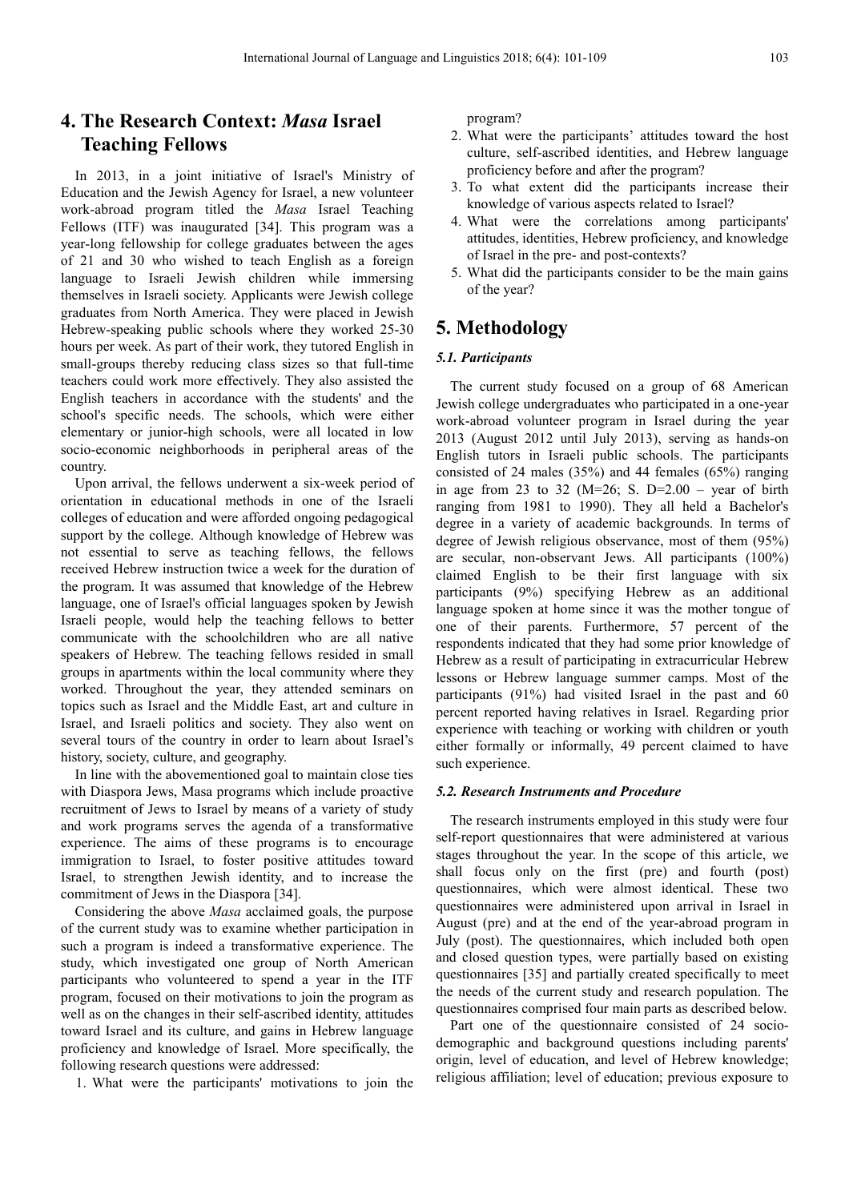## 4. The Research Context: *Masa* Israel Teaching Fellows

In 2013, in a joint initiative of Israel's Ministry of Education and the Jewish Agency for Israel, a new volunteer work-abroad program titled the *Masa* Israel Teaching Fellows (ITF) was inaugurated [34]. This program was a year-long fellowship for college graduates between the ages of 21 and 30 who wished to teach English as a foreign language to Israeli Jewish children while immersing themselves in Israeli society. Applicants were Jewish college graduates from North America. They were placed in Jewish Hebrew-speaking public schools where they worked 25-30 hours per week. As part of their work, they tutored English in small-groups thereby reducing class sizes so that full-time teachers could work more effectively. They also assisted the English teachers in accordance with the students' and the school's specific needs. The schools, which were either elementary or junior-high schools, were all located in low socio-economic neighborhoods in peripheral areas of the country.

Upon arrival, the fellows underwent a six-week period of orientation in educational methods in one of the Israeli colleges of education and were afforded ongoing pedagogical support by the college. Although knowledge of Hebrew was not essential to serve as teaching fellows, the fellows received Hebrew instruction twice a week for the duration of the program. It was assumed that knowledge of the Hebrew language, one of Israel's official languages spoken by Jewish Israeli people, would help the teaching fellows to better communicate with the schoolchildren who are all native speakers of Hebrew. The teaching fellows resided in small groups in apartments within the local community where they worked. Throughout the year, they attended seminars on topics such as Israel and the Middle East, art and culture in Israel, and Israeli politics and society. They also went on several tours of the country in order to learn about Israel's history, society, culture, and geography.

In line with the abovementioned goal to maintain close ties with Diaspora Jews, Masa programs which include proactive recruitment of Jews to Israel by means of a variety of study and work programs serves the agenda of a transformative experience. The aims of these programs is to encourage immigration to Israel, to foster positive attitudes toward Israel, to strengthen Jewish identity, and to increase the commitment of Jews in the Diaspora [34].

Considering the above *Masa* acclaimed goals, the purpose of the current study was to examine whether participation in such a program is indeed a transformative experience. The study, which investigated one group of North American participants who volunteered to spend a year in the ITF program, focused on their motivations to join the program as well as on the changes in their self-ascribed identity, attitudes toward Israel and its culture, and gains in Hebrew language proficiency and knowledge of Israel. More specifically, the following research questions were addressed:

1. What were the participants' motivations to join the program?
2. What were the participants' attitudes toward the host culture, self-ascribed identities, and Hebrew language proficiency before and after the program?
3. To what extent did the participants increase their knowledge of various aspects related to Israel?
4. What were the correlations among participants' attitudes, identities, Hebrew proficiency, and knowledge of Israel in the pre- and post-contexts?
5. What did the participants consider to be the main gains of the year?

## 5. Methodology

### *5.1. Participants*

The current study focused on a group of 68 American Jewish college undergraduates who participated in a one-year work-abroad volunteer program in Israel during the year 2013 (August 2012 until July 2013), serving as hands-on English tutors in Israeli public schools. The participants consisted of 24 males (35%) and 44 females (65%) ranging in age from 23 to 32 (M=26; S. D=2.00 – year of birth ranging from 1981 to 1990). They all held a Bachelor's degree in a variety of academic backgrounds. In terms of degree of Jewish religious observance, most of them (95%) are secular, non-observant Jews. All participants (100%) claimed English to be their first language with six participants (9%) specifying Hebrew as an additional language spoken at home since it was the mother tongue of one of their parents. Furthermore, 57 percent of the respondents indicated that they had some prior knowledge of Hebrew as a result of participating in extracurricular Hebrew lessons or Hebrew language summer camps. Most of the participants (91%) had visited Israel in the past and 60 percent reported having relatives in Israel. Regarding prior experience with teaching or working with children or youth either formally or informally, 49 percent claimed to have such experience.

### *5.2. Research Instruments and Procedure*

The research instruments employed in this study were four self-report questionnaires that were administered at various stages throughout the year. In the scope of this article, we shall focus only on the first (pre) and fourth (post) questionnaires, which were almost identical. These two questionnaires were administered upon arrival in Israel in August (pre) and at the end of the year-abroad program in July (post). The questionnaires, which included both open and closed question types, were partially based on existing questionnaires [35] and partially created specifically to meet the needs of the current study and research population. The questionnaires comprised four main parts as described below.

Part one of the questionnaire consisted of 24 socio-demographic and background questions including parents' origin, level of education, and level of Hebrew knowledge; religious affiliation; level of education; previous exposure to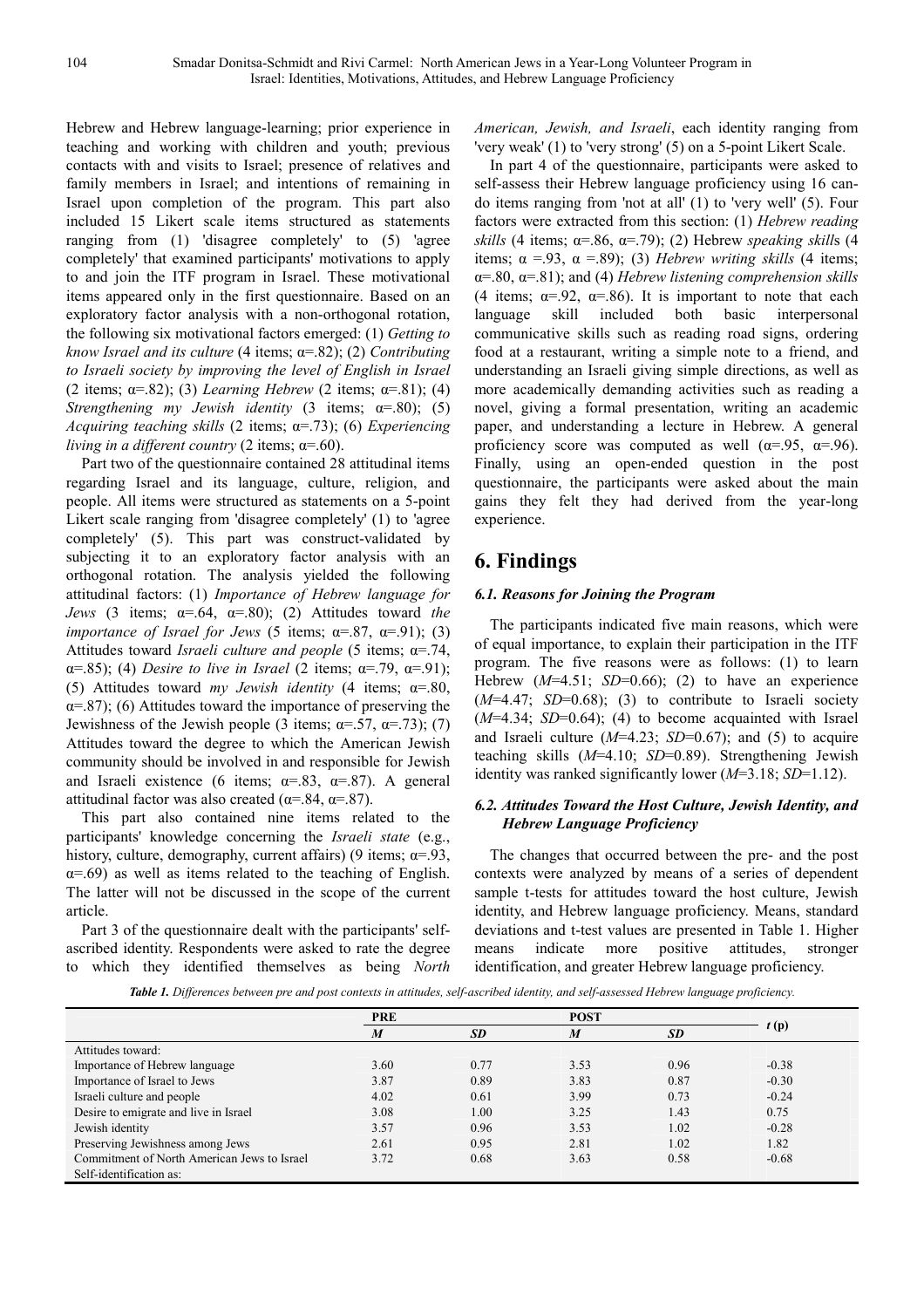Hebrew and Hebrew language-learning; prior experience in teaching and working with children and youth; previous contacts with and visits to Israel; presence of relatives and family members in Israel; and intentions of remaining in Israel upon completion of the program. This part also included 15 Likert scale items structured as statements ranging from (1) 'disagree completely' to (5) 'agree completely' that examined participants' motivations to apply to and join the ITF program in Israel. These motivational items appeared only in the first questionnaire. Based on an exploratory factor analysis with a non-orthogonal rotation, the following six motivational factors emerged: (1) *Getting to know Israel and its culture* (4 items; α=.82); (2) *Contributing to Israeli society by improving the level of English in Israel* (2 items; α=.82); (3) *Learning Hebrew* (2 items; α=.81); (4) *Strengthening my Jewish identity* (3 items; α=.80); (5) *Acquiring teaching skills* (2 items; α=.73); (6) *Experiencing living in a different country* (2 items; α=.60).

Part two of the questionnaire contained 28 attitudinal items regarding Israel and its language, culture, religion, and people. All items were structured as statements on a 5-point Likert scale ranging from 'disagree completely' (1) to 'agree completely' (5). This part was construct-validated by subjecting it to an exploratory factor analysis with an orthogonal rotation. The analysis yielded the following attitudinal factors: (1) *Importance of Hebrew language for Jews* (3 items; α=.64, α=.80); (2) Attitudes toward *the importance of Israel for Jews* (5 items; α=.87, α=.91); (3) Attitudes toward *Israeli culture and people* (5 items; α=.74, α=.85); (4) *Desire to live in Israel* (2 items; α=.79, α=.91); (5) Attitudes toward *my Jewish identity* (4 items; α=.80, α=.87); (6) Attitudes toward the importance of preserving the Jewishness of the Jewish people (3 items; α=.57, α=.73); (7) Attitudes toward the degree to which the American Jewish community should be involved in and responsible for Jewish and Israeli existence (6 items; α=.83, α=.87). A general attitudinal factor was also created (α=.84, α=.87).

This part also contained nine items related to the participants' knowledge concerning the *Israeli state* (e.g., history, culture, demography, current affairs) (9 items; α=.93, α=.69) as well as items related to the teaching of English. The latter will not be discussed in the scope of the current article.

Part 3 of the questionnaire dealt with the participants' self-ascribed identity. Respondents were asked to rate the degree to which they identified themselves as being *North American, Jewish, and Israeli*, each identity ranging from 'very weak' (1) to 'very strong' (5) on a 5-point Likert Scale.

In part 4 of the questionnaire, participants were asked to self-assess their Hebrew language proficiency using 16 can-do items ranging from 'not at all' (1) to 'very well' (5). Four factors were extracted from this section: (1) *Hebrew reading skills* (4 items; α=.86, α=.79); (2) Hebrew *speaking skill*s (4 items; α =.93, α =.89); (3) *Hebrew writing skills* (4 items; α=.80, α=.81); and (4) *Hebrew listening comprehension skills* (4 items; α=.92, α=.86). It is important to note that each language skill included both basic interpersonal communicative skills such as reading road signs, ordering food at a restaurant, writing a simple note to a friend, and understanding an Israeli giving simple directions, as well as more academically demanding activities such as reading a novel, giving a formal presentation, writing an academic paper, and understanding a lecture in Hebrew. A general proficiency score was computed as well (α=.95, α=.96). Finally, using an open-ended question in the post questionnaire, the participants were asked about the main gains they felt they had derived from the year-long experience.

# 6. Findings

### 6.1. Reasons for Joining the Program

The participants indicated five main reasons, which were of equal importance, to explain their participation in the ITF program. The five reasons were as follows: (1) to learn Hebrew ($M$=4.51; $SD$=0.66); (2) to have an experience ($M$=4.47; $SD$=0.68); (3) to contribute to Israeli society ($M$=4.34; $SD$=0.64); (4) to become acquainted with Israel and Israeli culture ($M$=4.23; $SD$=0.67); and (5) to acquire teaching skills ($M$=4.10; $SD$=0.89). Strengthening Jewish identity was ranked significantly lower ($M$=3.18; $SD$=1.12).

### 6.2. Attitudes Toward the Host Culture, Jewish Identity, and Hebrew Language Proficiency

The changes that occurred between the pre- and the post contexts were analyzed by means of a series of dependent sample t-tests for attitudes toward the host culture, Jewish identity, and Hebrew language proficiency. Means, standard deviations and t-test values are presented in Table 1. Higher means indicate more positive attitudes, stronger identification, and greater Hebrew language proficiency.

***Table 1.*** *Differences between pre and post contexts in attitudes, self-ascribed identity, and self-assessed Hebrew language proficiency.*

| | PRE | | POST | | $t$ (p) |
|---|---|---|---|---|---|
| | $M$ | $SD$ | $M$ | $SD$ | |
| Attitudes toward: | | | | | |
| Importance of Hebrew language | 3.60 | 0.77 | 3.53 | 0.96 | -0.38 |
| Importance of Israel to Jews | 3.87 | 0.89 | 3.83 | 0.87 | -0.30 |
| Israeli culture and people | 4.02 | 0.61 | 3.99 | 0.73 | -0.24 |
| Desire to emigrate and live in Israel | 3.08 | 1.00 | 3.25 | 1.43 | 0.75 |
| Jewish identity | 3.57 | 0.96 | 3.53 | 1.02 | -0.28 |
| Preserving Jewishness among Jews | 2.61 | 0.95 | 2.81 | 1.02 | 1.82 |
| Commitment of North American Jews to Israel | 3.72 | 0.68 | 3.63 | 0.58 | -0.68 |
| Self-identification as: | | | | | |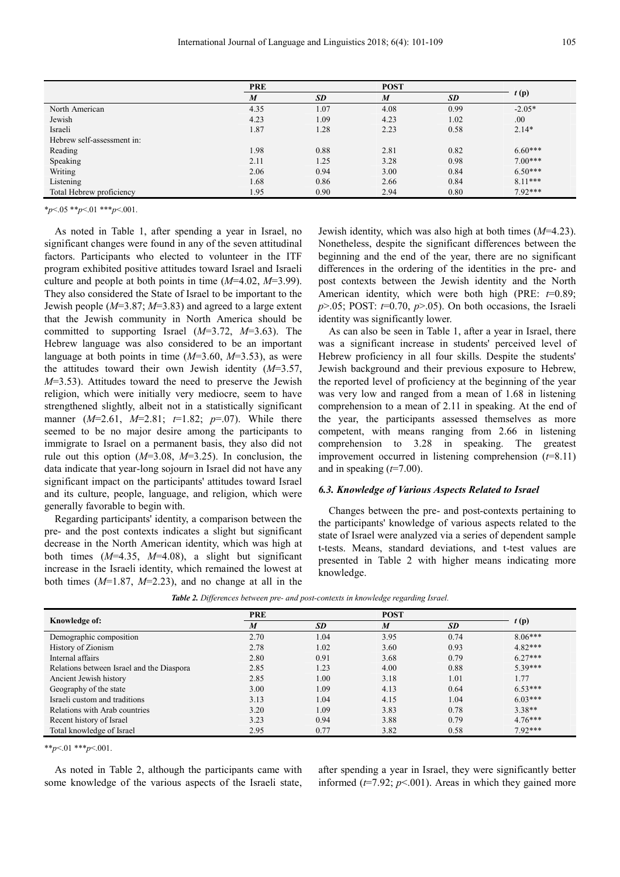| | PRE | | POST | | $t$ (p) |
|---|---|---|---|---|---|
| | *M* | *SD* | *M* | *SD* | |
| North American | 4.35 | 1.07 | 4.08 | 0.99 | -2.05* |
| Jewish | 4.23 | 1.09 | 4.23 | 1.02 | .00 |
| Israeli | 1.87 | 1.28 | 2.23 | 0.58 | 2.14* |
| Hebrew self-assessment in: | | | | | |
| Reading | 1.98 | 0.88 | 2.81 | 0.82 | 6.60*** |
| Speaking | 2.11 | 1.25 | 3.28 | 0.98 | 7.00*** |
| Writing | 2.06 | 0.94 | 3.00 | 0.84 | 6.50*** |
| Listening | 1.68 | 0.86 | 2.66 | 0.84 | 8.11*** |
| Total Hebrew proficiency | 1.95 | 0.90 | 2.94 | 0.80 | 7.92*** |

*$p<.05$ **$p<.01$ ***$p<.001$.

As noted in Table 1, after spending a year in Israel, no significant changes were found in any of the seven attitudinal factors. Participants who elected to volunteer in the ITF program exhibited positive attitudes toward Israel and Israeli culture and people at both points in time ($M$=4.02, $M$=3.99). They also considered the State of Israel to be important to the Jewish people ($M$=3.87; $M$=3.83) and agreed to a large extent that the Jewish community in North America should be committed to supporting Israel ($M$=3.72, $M$=3.63). The Hebrew language was also considered to be an important language at both points in time ($M$=3.60, $M$=3.53), as were the attitudes toward their own Jewish identity ($M$=3.57, $M$=3.53). Attitudes toward the need to preserve the Jewish religion, which were initially very mediocre, seem to have strengthened slightly, albeit not in a statistically significant manner ($M$=2.61, $M$=2.81; $t$=1.82; $p$=.07). While there seemed to be no major desire among the participants to immigrate to Israel on a permanent basis, they also did not rule out this option ($M$=3.08, $M$=3.25). In conclusion, the data indicate that year-long sojourn in Israel did not have any significant impact on the participants' attitudes toward Israel and its culture, people, language, and religion, which were generally favorable to begin with.

Regarding participants' identity, a comparison between the pre- and the post contexts indicates a slight but significant decrease in the North American identity, which was high at both times ($M$=4.35, $M$=4.08), a slight but significant increase in the Israeli identity, which remained the lowest at both times ($M$=1.87, $M$=2.23), and no change at all in the Jewish identity, which was also high at both times ($M$=4.23). Nonetheless, despite the significant differences between the beginning and the end of the year, there are no significant differences in the ordering of the identities in the pre- and post contexts between the Jewish identity and the North American identity, which were both high (PRE: $t$=0.89; $p$>.05; POST: $t$=0.70, $p$>.05). On both occasions, the Israeli identity was significantly lower.

As can also be seen in Table 1, after a year in Israel, there was a significant increase in students' perceived level of Hebrew proficiency in all four skills. Despite the students' Jewish background and their previous exposure to Hebrew, the reported level of proficiency at the beginning of the year was very low and ranged from a mean of 1.68 in listening comprehension to a mean of 2.11 in speaking. At the end of the year, the participants assessed themselves as more competent, with means ranging from 2.66 in listening comprehension to 3.28 in speaking. The greatest improvement occurred in listening comprehension ($t$=8.11) and in speaking ($t$=7.00).

### 6.3. Knowledge of Various Aspects Related to Israel

Changes between the pre- and post-contexts pertaining to the participants' knowledge of various aspects related to the state of Israel were analyzed via a series of dependent sample t-tests. Means, standard deviations, and t-test values are presented in Table 2 with higher means indicating more knowledge.

***Table 2.*** *Differences between pre- and post-contexts in knowledge regarding Israel.*

| Knowledge of: | PRE | | POST | | $t$ (p) |
|---|---|---|---|---|---|
| | *M* | *SD* | *M* | *SD* | |
| Demographic composition | 2.70 | 1.04 | 3.95 | 0.74 | 8.06*** |
| History of Zionism | 2.78 | 1.02 | 3.60 | 0.93 | 4.82*** |
| Internal affairs | 2.80 | 0.91 | 3.68 | 0.79 | 6.27*** |
| Relations between Israel and the Diaspora | 2.85 | 1.23 | 4.00 | 0.88 | 5.39*** |
| Ancient Jewish history | 2.85 | 1.00 | 3.18 | 1.01 | 1.77 |
| Geography of the state | 3.00 | 1.09 | 4.13 | 0.64 | 6.53*** |
| Israeli custom and traditions | 3.13 | 1.04 | 4.15 | 1.04 | 6.03*** |
| Relations with Arab countries | 3.20 | 1.09 | 3.83 | 0.78 | 3.38** |
| Recent history of Israel | 3.23 | 0.94 | 3.88 | 0.79 | 4.76*** |
| Total knowledge of Israel | 2.95 | 0.77 | 3.82 | 0.58 | 7.92*** |

**$p<.01$ ***$p<.001$.

As noted in Table 2, although the participants came with some knowledge of the various aspects of the Israeli state, after spending a year in Israel, they were significantly better informed ($t$=7.92; $p$<.001). Areas in which they gained more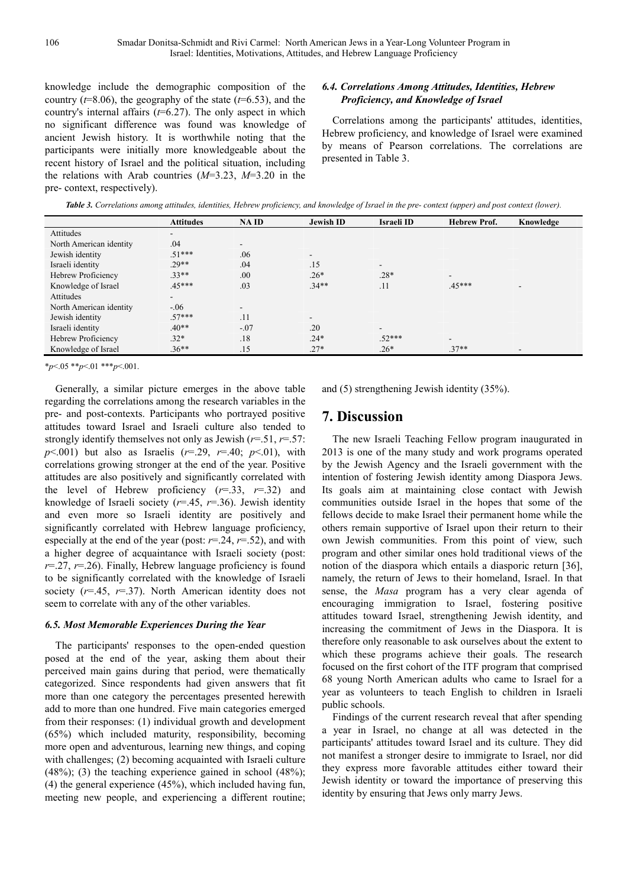knowledge include the demographic composition of the country ($t$=8.06), the geography of the state ($t$=6.53), and the country's internal affairs ($t$=6.27). The only aspect in which no significant difference was found was knowledge of ancient Jewish history. It is worthwhile noting that the participants were initially more knowledgeable about the recent history of Israel and the political situation, including the relations with Arab countries ($M$=3.23, $M$=3.20 in the pre- context, respectively).

### 6.4. Correlations Among Attitudes, Identities, Hebrew Proficiency, and Knowledge of Israel

Correlations among the participants' attitudes, identities, Hebrew proficiency, and knowledge of Israel were examined by means of Pearson correlations. The correlations are presented in Table 3.

***Table 3.*** *Correlations among attitudes, identities, Hebrew proficiency, and knowledge of Israel in the pre- context (upper) and post context (lower).*

| | Attitudes | NA ID | Jewish ID | Israeli ID | Hebrew Prof. | Knowledge |
|---|---|---|---|---|---|---|
| Attitudes | - | | | | | |
| North American identity | .04 | - | | | | |
| Jewish identity | .51*** | .06 | - | | | |
| Israeli identity | .29** | .04 | .15 | - | | |
| Hebrew Proficiency | .33** | .00 | .26* | .28* | - | |
| Knowledge of Israel | .45*** | .03 | .34** | .11 | .45*** | - |
| Attitudes | - | | | | | |
| North American identity | -.06 | - | | | | |
| Jewish identity | .57*** | .11 | - | | | |
| Israeli identity | .40** | -.07 | .20 | - | | |
| Hebrew Proficiency | .32* | .18 | .24* | .52*** | - | |
| Knowledge of Israel | .36** | .15 | .27* | .26* | .37** | - |

*$p$<.05 **$p$<.01 ***$p$<.001.

Generally, a similar picture emerges in the above table regarding the correlations among the research variables in the pre- and post-contexts. Participants who portrayed positive attitudes toward Israel and Israeli culture also tended to strongly identify themselves not only as Jewish ($r$=.51, $r$=.57: $p$<.001) but also as Israelis ($r$=.29, $r$=.40; $p$<.01), with correlations growing stronger at the end of the year. Positive attitudes are also positively and significantly correlated with the level of Hebrew proficiency ($r$=.33, $r$=.32) and knowledge of Israeli society ($r$=.45, $r$=.36). Jewish identity and even more so Israeli identity are positively and significantly correlated with Hebrew language proficiency, especially at the end of the year (post: $r$=.24, $r$=.52), and with a higher degree of acquaintance with Israeli society (post: $r$=.27, $r$=.26). Finally, Hebrew language proficiency is found to be significantly correlated with the knowledge of Israeli society ($r$=.45, $r$=.37). North American identity does not seem to correlate with any of the other variables.

### 6.5. Most Memorable Experiences During the Year

The participants' responses to the open-ended question posed at the end of the year, asking them about their perceived main gains during that period, were thematically categorized. Since respondents had given answers that fit more than one category the percentages presented herewith add to more than one hundred. Five main categories emerged from their responses: (1) individual growth and development (65%) which included maturity, responsibility, becoming more open and adventurous, learning new things, and coping with challenges; (2) becoming acquainted with Israeli culture (48%); (3) the teaching experience gained in school (48%); (4) the general experience (45%), which included having fun, meeting new people, and experiencing a different routine; and (5) strengthening Jewish identity (35%).

## 7. Discussion

The new Israeli Teaching Fellow program inaugurated in 2013 is one of the many study and work programs operated by the Jewish Agency and the Israeli government with the intention of fostering Jewish identity among Diaspora Jews. Its goals aim at maintaining close contact with Jewish communities outside Israel in the hopes that some of the fellows decide to make Israel their permanent home while the others remain supportive of Israel upon their return to their own Jewish communities. From this point of view, such program and other similar ones hold traditional views of the notion of the diaspora which entails a diasporic return [36], namely, the return of Jews to their homeland, Israel. In that sense, the *Masa* program has a very clear agenda of encouraging immigration to Israel, fostering positive attitudes toward Israel, strengthening Jewish identity, and increasing the commitment of Jews in the Diaspora. It is therefore only reasonable to ask ourselves about the extent to which these programs achieve their goals. The research focused on the first cohort of the ITF program that comprised 68 young North American adults who came to Israel for a year as volunteers to teach English to children in Israeli public schools.

Findings of the current research reveal that after spending a year in Israel, no change at all was detected in the participants' attitudes toward Israel and its culture. They did not manifest a stronger desire to immigrate to Israel, nor did they express more favorable attitudes either toward their Jewish identity or toward the importance of preserving this identity by ensuring that Jews only marry Jews.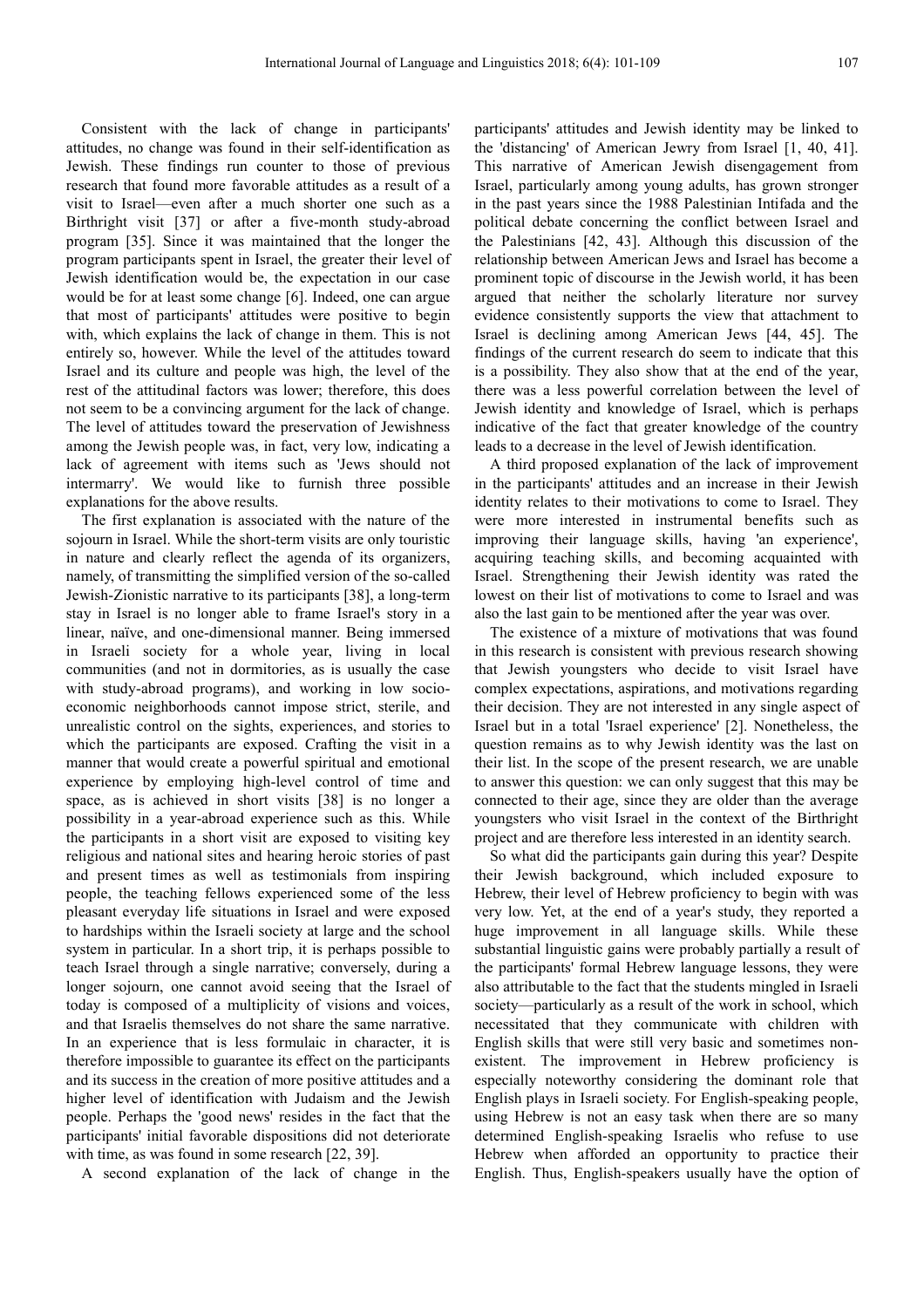Consistent with the lack of change in participants' attitudes, no change was found in their self-identification as Jewish. These findings run counter to those of previous research that found more favorable attitudes as a result of a visit to Israel—even after a much shorter one such as a Birthright visit [37] or after a five-month study-abroad program [35]. Since it was maintained that the longer the program participants spent in Israel, the greater their level of Jewish identification would be, the expectation in our case would be for at least some change [6]. Indeed, one can argue that most of participants' attitudes were positive to begin with, which explains the lack of change in them. This is not entirely so, however. While the level of the attitudes toward Israel and its culture and people was high, the level of the rest of the attitudinal factors was lower; therefore, this does not seem to be a convincing argument for the lack of change. The level of attitudes toward the preservation of Jewishness among the Jewish people was, in fact, very low, indicating a lack of agreement with items such as 'Jews should not intermarry'. We would like to furnish three possible explanations for the above results.

The first explanation is associated with the nature of the sojourn in Israel. While the short-term visits are only touristic in nature and clearly reflect the agenda of its organizers, namely, of transmitting the simplified version of the so-called Jewish-Zionistic narrative to its participants [38], a long-term stay in Israel is no longer able to frame Israel's story in a linear, naïve, and one-dimensional manner. Being immersed in Israeli society for a whole year, living in local communities (and not in dormitories, as is usually the case with study-abroad programs), and working in low socio-economic neighborhoods cannot impose strict, sterile, and unrealistic control on the sights, experiences, and stories to which the participants are exposed. Crafting the visit in a manner that would create a powerful spiritual and emotional experience by employing high-level control of time and space, as is achieved in short visits [38] is no longer a possibility in a year-abroad experience such as this. While the participants in a short visit are exposed to visiting key religious and national sites and hearing heroic stories of past and present times as well as testimonials from inspiring people, the teaching fellows experienced some of the less pleasant everyday life situations in Israel and were exposed to hardships within the Israeli society at large and the school system in particular. In a short trip, it is perhaps possible to teach Israel through a single narrative; conversely, during a longer sojourn, one cannot avoid seeing that the Israel of today is composed of a multiplicity of visions and voices, and that Israelis themselves do not share the same narrative. In an experience that is less formulaic in character, it is therefore impossible to guarantee its effect on the participants and its success in the creation of more positive attitudes and a higher level of identification with Judaism and the Jewish people. Perhaps the 'good news' resides in the fact that the participants' initial favorable dispositions did not deteriorate with time, as was found in some research [22, 39].

A second explanation of the lack of change in the participants' attitudes and Jewish identity may be linked to the 'distancing' of American Jewry from Israel [1, 40, 41]. This narrative of American Jewish disengagement from Israel, particularly among young adults, has grown stronger in the past years since the 1988 Palestinian Intifada and the political debate concerning the conflict between Israel and the Palestinians [42, 43]. Although this discussion of the relationship between American Jews and Israel has become a prominent topic of discourse in the Jewish world, it has been argued that neither the scholarly literature nor survey evidence consistently supports the view that attachment to Israel is declining among American Jews [44, 45]. The findings of the current research do seem to indicate that this is a possibility. They also show that at the end of the year, there was a less powerful correlation between the level of Jewish identity and knowledge of Israel, which is perhaps indicative of the fact that greater knowledge of the country leads to a decrease in the level of Jewish identification.

A third proposed explanation of the lack of improvement in the participants' attitudes and an increase in their Jewish identity relates to their motivations to come to Israel. They were more interested in instrumental benefits such as improving their language skills, having 'an experience', acquiring teaching skills, and becoming acquainted with Israel. Strengthening their Jewish identity was rated the lowest on their list of motivations to come to Israel and was also the last gain to be mentioned after the year was over.

The existence of a mixture of motivations that was found in this research is consistent with previous research showing that Jewish youngsters who decide to visit Israel have complex expectations, aspirations, and motivations regarding their decision. They are not interested in any single aspect of Israel but in a total 'Israel experience' [2]. Nonetheless, the question remains as to why Jewish identity was the last on their list. In the scope of the present research, we are unable to answer this question: we can only suggest that this may be connected to their age, since they are older than the average youngsters who visit Israel in the context of the Birthright project and are therefore less interested in an identity search.

So what did the participants gain during this year? Despite their Jewish background, which included exposure to Hebrew, their level of Hebrew proficiency to begin with was very low. Yet, at the end of a year's study, they reported a huge improvement in all language skills. While these substantial linguistic gains were probably partially a result of the participants' formal Hebrew language lessons, they were also attributable to the fact that the students mingled in Israeli society—particularly as a result of the work in school, which necessitated that they communicate with children with English skills that were still very basic and sometimes non-existent. The improvement in Hebrew proficiency is especially noteworthy considering the dominant role that English plays in Israeli society. For English-speaking people, using Hebrew is not an easy task when there are so many determined English-speaking Israelis who refuse to use Hebrew when afforded an opportunity to practice their English. Thus, English-speakers usually have the option of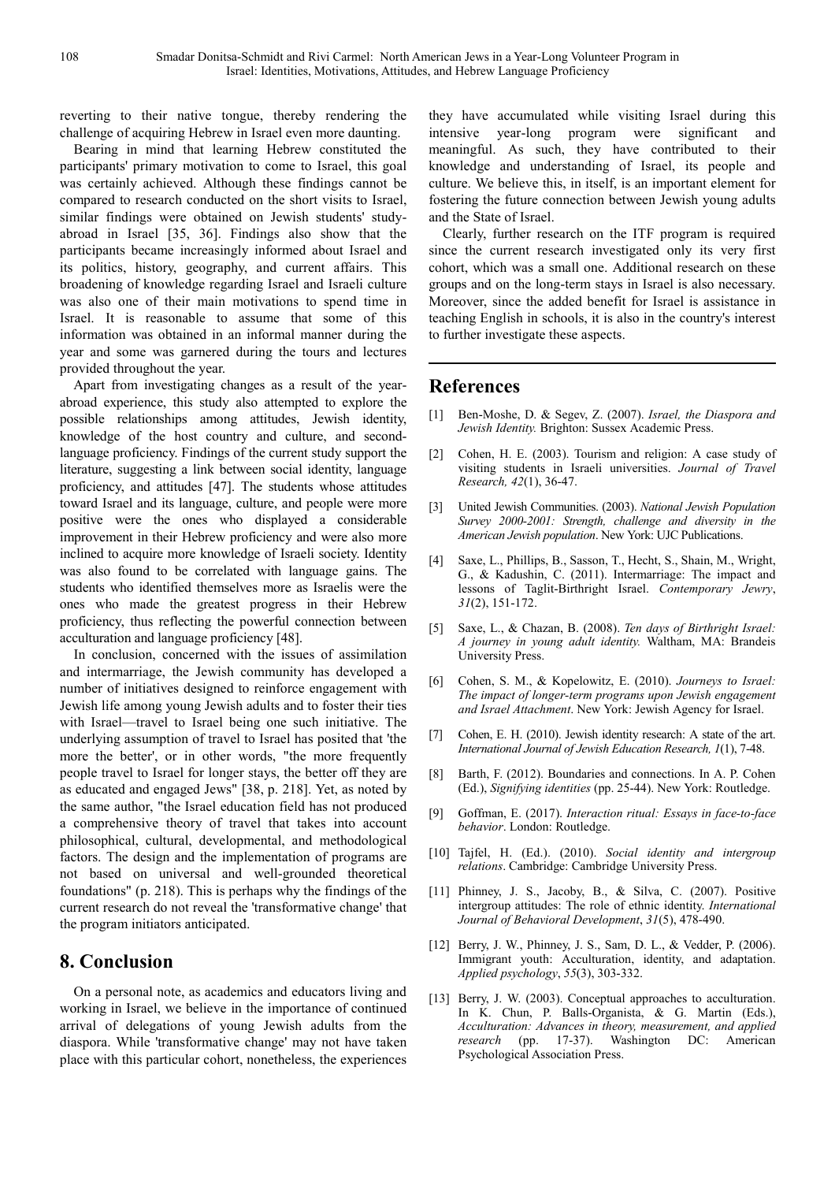reverting to their native tongue, thereby rendering the challenge of acquiring Hebrew in Israel even more daunting.

Bearing in mind that learning Hebrew constituted the participants' primary motivation to come to Israel, this goal was certainly achieved. Although these findings cannot be compared to research conducted on the short visits to Israel, similar findings were obtained on Jewish students' study-abroad in Israel [35, 36]. Findings also show that the participants became increasingly informed about Israel and its politics, history, geography, and current affairs. This broadening of knowledge regarding Israel and Israeli culture was also one of their main motivations to spend time in Israel. It is reasonable to assume that some of this information was obtained in an informal manner during the year and some was garnered during the tours and lectures provided throughout the year.

Apart from investigating changes as a result of the year-abroad experience, this study also attempted to explore the possible relationships among attitudes, Jewish identity, knowledge of the host country and culture, and second-language proficiency. Findings of the current study support the literature, suggesting a link between social identity, language proficiency, and attitudes [47]. The students whose attitudes toward Israel and its language, culture, and people were more positive were the ones who displayed a considerable improvement in their Hebrew proficiency and were also more inclined to acquire more knowledge of Israeli society. Identity was also found to be correlated with language gains. The students who identified themselves more as Israelis were the ones who made the greatest progress in their Hebrew proficiency, thus reflecting the powerful connection between acculturation and language proficiency [48].

In conclusion, concerned with the issues of assimilation and intermarriage, the Jewish community has developed a number of initiatives designed to reinforce engagement with Jewish life among young Jewish adults and to foster their ties with Israel—travel to Israel being one such initiative. The underlying assumption of travel to Israel has posited that 'the more the better', or in other words, "the more frequently people travel to Israel for longer stays, the better off they are as educated and engaged Jews" [38, p. 218]. Yet, as noted by the same author, "the Israel education field has not produced a comprehensive theory of travel that takes into account philosophical, cultural, developmental, and methodological factors. The design and the implementation of programs are not based on universal and well-grounded theoretical foundations" (p. 218). This is perhaps why the findings of the current research do not reveal the 'transformative change' that the program initiators anticipated.

## 8. Conclusion

On a personal note, as academics and educators living and working in Israel, we believe in the importance of continued arrival of delegations of young Jewish adults from the diaspora. While 'transformative change' may not have taken place with this particular cohort, nonetheless, the experiences they have accumulated while visiting Israel during this intensive year-long program were significant and meaningful. As such, they have contributed to their knowledge and understanding of Israel, its people and culture. We believe this, in itself, is an important element for fostering the future connection between Jewish young adults and the State of Israel.

Clearly, further research on the ITF program is required since the current research investigated only its very first cohort, which was a small one. Additional research on these groups and on the long-term stays in Israel is also necessary. Moreover, since the added benefit for Israel is assistance in teaching English in schools, it is also in the country's interest to further investigate these aspects.

## References

[1] Ben-Moshe, D. & Segev, Z. (2007). *Israel, the Diaspora and Jewish Identity.* Brighton: Sussex Academic Press.

[2] Cohen, H. E. (2003). Tourism and religion: A case study of visiting students in Israeli universities. *Journal of Travel Research, 42*(1), 36-47.

[3] United Jewish Communities. (2003). *National Jewish Population Survey 2000-2001: Strength, challenge and diversity in the American Jewish population*. New York: UJC Publications.

[4] Saxe, L., Phillips, B., Sasson, T., Hecht, S., Shain, M., Wright, G., & Kadushin, C. (2011). Intermarriage: The impact and lessons of Taglit-Birthright Israel. *Contemporary Jewry*, *31*(2), 151-172.

[5] Saxe, L., & Chazan, B. (2008). *Ten days of Birthright Israel: A journey in young adult identity.* Waltham, MA: Brandeis University Press.

[6] Cohen, S. M., & Kopelowitz, E. (2010). *Journeys to Israel: The impact of longer-term programs upon Jewish engagement and Israel Attachment*. New York: Jewish Agency for Israel.

[7] Cohen, E. H. (2010). Jewish identity research: A state of the art. *International Journal of Jewish Education Research, 1*(1), 7-48.

[8] Barth, F. (2012). Boundaries and connections. In A. P. Cohen (Ed.), *Signifying identities* (pp. 25-44). New York: Routledge.

[9] Goffman, E. (2017). *Interaction ritual: Essays in face-to-face behavior*. London: Routledge.

[10] Tajfel, H. (Ed.). (2010). *Social identity and intergroup relations*. Cambridge: Cambridge University Press.

[11] Phinney, J. S., Jacoby, B., & Silva, C. (2007). Positive intergroup attitudes: The role of ethnic identity. *International Journal of Behavioral Development*, *31*(5), 478-490.

[12] Berry, J. W., Phinney, J. S., Sam, D. L., & Vedder, P. (2006). Immigrant youth: Acculturation, identity, and adaptation. *Applied psychology*, *55*(3), 303-332.

[13] Berry, J. W. (2003). Conceptual approaches to acculturation. In K. Chun, P. Balls-Organista, & G. Martin (Eds.), *Acculturation: Advances in theory, measurement, and applied research* (pp. 17-37). Washington DC: American Psychological Association Press.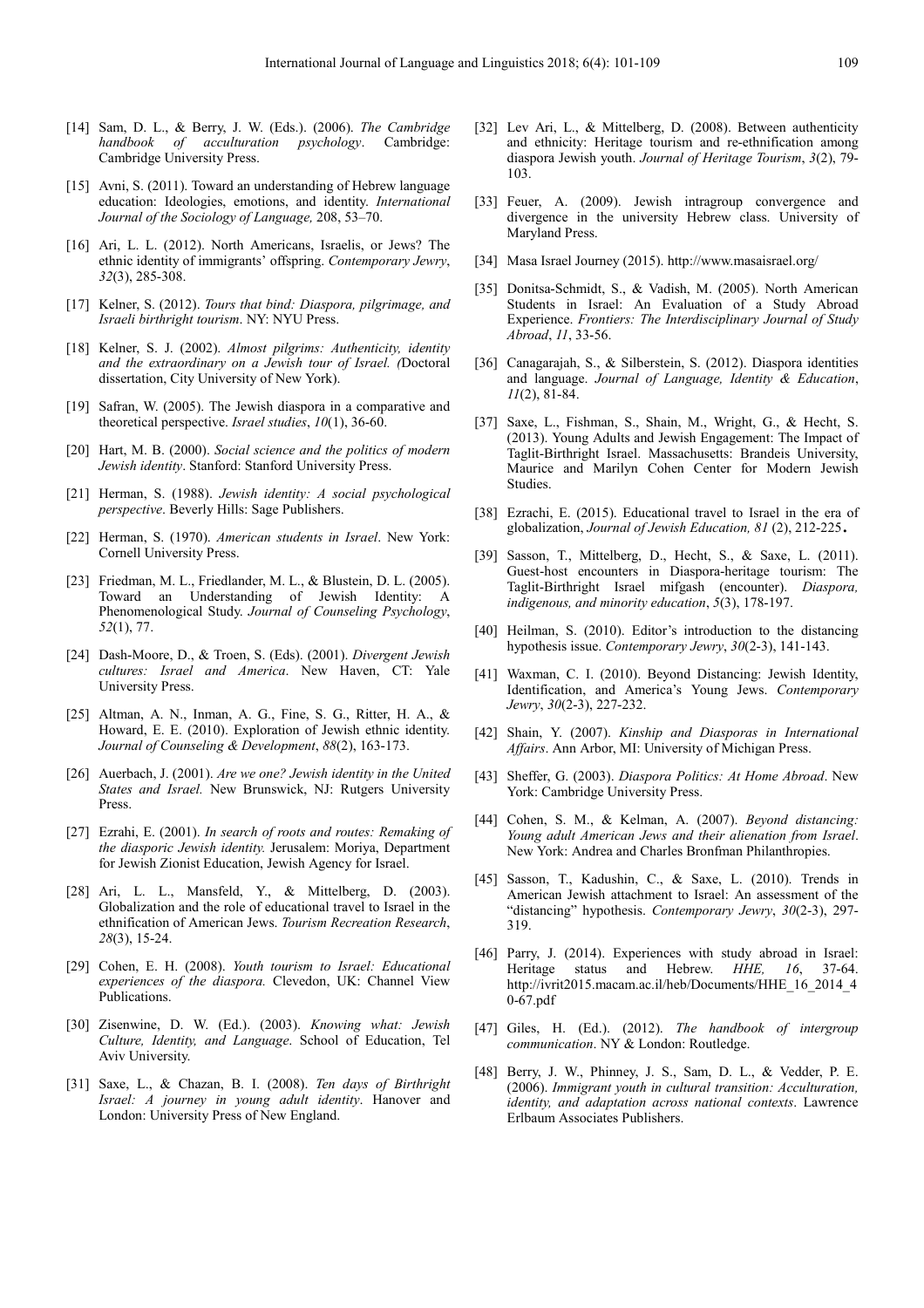[14] Sam, D. L., & Berry, J. W. (Eds.). (2006). *The Cambridge handbook of acculturation psychology*. Cambridge: Cambridge University Press.

[15] Avni, S. (2011). Toward an understanding of Hebrew language education: Ideologies, emotions, and identity. *International Journal of the Sociology of Language,* 208, 53–70.

[16] Ari, L. L. (2012). North Americans, Israelis, or Jews? The ethnic identity of immigrants' offspring. *Contemporary Jewry*, *32*(3), 285-308.

[17] Kelner, S. (2012). *Tours that bind: Diaspora, pilgrimage, and Israeli birthright tourism*. NY: NYU Press.

[18] Kelner, S. J. (2002). *Almost pilgrims: Authenticity, identity and the extraordinary on a Jewish tour of Israel. (*Doctoral dissertation, City University of New York).

[19] Safran, W. (2005). The Jewish diaspora in a comparative and theoretical perspective. *Israel studies*, *10*(1), 36-60.

[20] Hart, M. B. (2000). *Social science and the politics of modern Jewish identity*. Stanford: Stanford University Press.

[21] Herman, S. (1988). *Jewish identity: A social psychological perspective*. Beverly Hills: Sage Publishers.

[22] Herman, S. (1970). *American students in Israel*. New York: Cornell University Press.

[23] Friedman, M. L., Friedlander, M. L., & Blustein, D. L. (2005). Toward an Understanding of Jewish Identity: A Phenomenological Study. *Journal of Counseling Psychology*, *52*(1), 77.

[24] Dash-Moore, D., & Troen, S. (Eds). (2001). *Divergent Jewish cultures: Israel and America*. New Haven, CT: Yale University Press.

[25] Altman, A. N., Inman, A. G., Fine, S. G., Ritter, H. A., & Howard, E. E. (2010). Exploration of Jewish ethnic identity. *Journal of Counseling & Development*, *88*(2), 163-173.

[26] Auerbach, J. (2001). *Are we one? Jewish identity in the United States and Israel.* New Brunswick, NJ: Rutgers University Press.

[27] Ezrahi, E. (2001). *In search of roots and routes: Remaking of the diasporic Jewish identity.* Jerusalem: Moriya, Department for Jewish Zionist Education, Jewish Agency for Israel.

[28] Ari, L. L., Mansfeld, Y., & Mittelberg, D. (2003). Globalization and the role of educational travel to Israel in the ethnification of American Jews. *Tourism Recreation Research*, *28*(3), 15-24.

[29] Cohen, E. H. (2008). *Youth tourism to Israel: Educational experiences of the diaspora.* Clevedon, UK: Channel View Publications.

[30] Zisenwine, D. W. (Ed.). (2003). *Knowing what: Jewish Culture, Identity, and Language*. School of Education, Tel Aviv University.

[31] Saxe, L., & Chazan, B. I. (2008). *Ten days of Birthright Israel: A journey in young adult identity*. Hanover and London: University Press of New England.

[32] Lev Ari, L., & Mittelberg, D. (2008). Between authenticity and ethnicity: Heritage tourism and re-ethnification among diaspora Jewish youth. *Journal of Heritage Tourism*, *3*(2), 79-103.

[33] Feuer, A. (2009). Jewish intragroup convergence and divergence in the university Hebrew class. University of Maryland Press.

[34] Masa Israel Journey (2015). http://www.masaisrael.org/

[35] Donitsa-Schmidt, S., & Vadish, M. (2005). North American Students in Israel: An Evaluation of a Study Abroad Experience. *Frontiers: The Interdisciplinary Journal of Study Abroad*, *11*, 33-56.

[36] Canagarajah, S., & Silberstein, S. (2012). Diaspora identities and language. *Journal of Language, Identity & Education*, *11*(2), 81-84.

[37] Saxe, L., Fishman, S., Shain, M., Wright, G., & Hecht, S. (2013). Young Adults and Jewish Engagement: The Impact of Taglit-Birthright Israel. Massachusetts: Brandeis University, Maurice and Marilyn Cohen Center for Modern Jewish Studies.

[38] Ezrachi, E. (2015). Educational travel to Israel in the era of globalization, *Journal of Jewish Education, 81* (2), 212-225**.**

[39] Sasson, T., Mittelberg, D., Hecht, S., & Saxe, L. (2011). Guest-host encounters in Diaspora-heritage tourism: The Taglit-Birthright Israel mifgash (encounter). *Diaspora, indigenous, and minority education*, *5*(3), 178-197.

[40] Heilman, S. (2010). Editor's introduction to the distancing hypothesis issue. *Contemporary Jewry*, *30*(2-3), 141-143.

[41] Waxman, C. I. (2010). Beyond Distancing: Jewish Identity, Identification, and America's Young Jews. *Contemporary Jewry*, *30*(2-3), 227-232.

[42] Shain, Y. (2007). *Kinship and Diasporas in International Affairs*. Ann Arbor, MI: University of Michigan Press.

[43] Sheffer, G. (2003). *Diaspora Politics: At Home Abroad*. New York: Cambridge University Press.

[44] Cohen, S. M., & Kelman, A. (2007). *Beyond distancing: Young adult American Jews and their alienation from Israel*. New York: Andrea and Charles Bronfman Philanthropies.

[45] Sasson, T., Kadushin, C., & Saxe, L. (2010). Trends in American Jewish attachment to Israel: An assessment of the "distancing" hypothesis. *Contemporary Jewry*, *30*(2-3), 297-319.

[46] Parry, J. (2014). Experiences with study abroad in Israel: Heritage status and Hebrew. *HHE, 16*, 37-64. http://ivrit2015.macam.ac.il/heb/Documents/HHE_16_2014_40-67.pdf

[47] Giles, H. (Ed.). (2012). *The handbook of intergroup communication*. NY & London: Routledge.

[48] Berry, J. W., Phinney, J. S., Sam, D. L., & Vedder, P. E. (2006). *Immigrant youth in cultural transition: Acculturation, identity, and adaptation across national contexts*. Lawrence Erlbaum Associates Publishers.